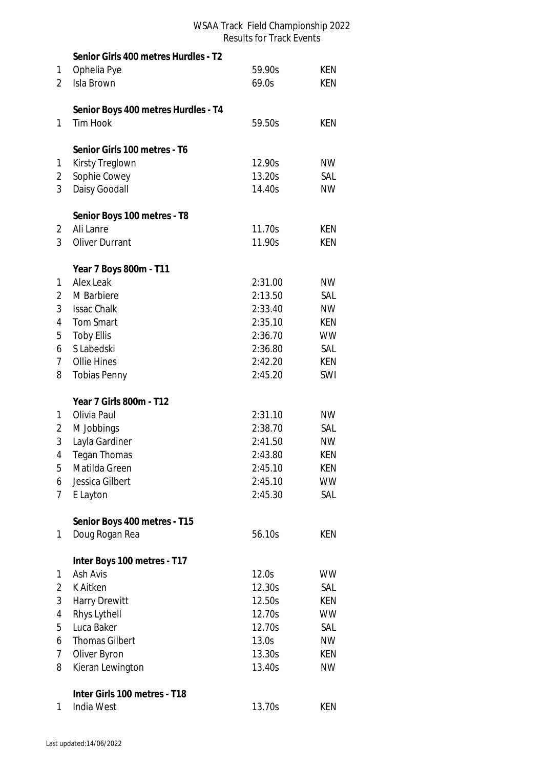# WSAA Track Field Championship 2022

## Results for Track Events

### Senior Girls 400 metres Hurdles - T2

| | | | |
|---|---|---|---|
| 1 | Ophelia Pye | 59.90s | KEN |
| 2 | Isla Brown | 69.0s | KEN |

### Senior Boys 400 metres Hurdles - T4

| | | | |
|---|---|---|---|
| 1 | Tim Hook | 59.50s | KEN |

### Senior Girls 100 metres - T6

| | | | |
|---|---|---|---|
| 1 | Kirsty Treglown | 12.90s | NW |
| 2 | Sophie Cowey | 13.20s | SAL |
| 3 | Daisy Goodall | 14.40s | NW |

### Senior Boys 100 metres - T8

| | | | |
|---|---|---|---|
| 2 | Ali Lanre | 11.70s | KEN |
| 3 | Oliver Durrant | 11.90s | KEN |

### Year 7 Boys 800m - T11

| | | | |
|---|---|---|---|
| 1 | Alex Leak | 2:31.00 | NW |
| 2 | M Barbiere | 2:13.50 | SAL |
| 3 | Issac Chalk | 2:33.40 | NW |
| 4 | Tom Smart | 2:35.10 | KEN |
| 5 | Toby Ellis | 2:36.70 | WW |
| 6 | S Labedski | 2:36.80 | SAL |
| 7 | Ollie Hines | 2:42.20 | KEN |
| 8 | Tobias Penny | 2:45.20 | SWI |

### Year 7 Girls 800m - T12

| | | | |
|---|---|---|---|
| 1 | Olivia Paul | 2:31.10 | NW |
| 2 | M Jobbings | 2:38.70 | SAL |
| 3 | Layla Gardiner | 2:41.50 | NW |
| 4 | Tegan Thomas | 2:43.80 | KEN |
| 5 | Matilda Green | 2:45.10 | KEN |
| 6 | Jessica Gilbert | 2:45.10 | WW |
| 7 | E Layton | 2:45.30 | SAL |

### Senior Boys 400 metres - T15

| | | | |
|---|---|---|---|
| 1 | Doug Rogan Rea | 56.10s | KEN |

### Inter Boys 100 metres - T17

| | | | |
|---|---|---|---|
| 1 | Ash Avis | 12.0s | WW |
| 2 | K Aitken | 12.30s | SAL |
| 3 | Harry Drewitt | 12.50s | KEN |
| 4 | Rhys Lythell | 12.70s | WW |
| 5 | Luca Baker | 12.70s | SAL |
| 6 | Thomas Gilbert | 13.0s | NW |
| 7 | Oliver Byron | 13.30s | KEN |
| 8 | Kieran Lewington | 13.40s | NW |

### Inter Girls 100 metres - T18

| | | | |
|---|---|---|---|
| 1 | India West | 13.70s | KEN |

Last updated:14/06/2022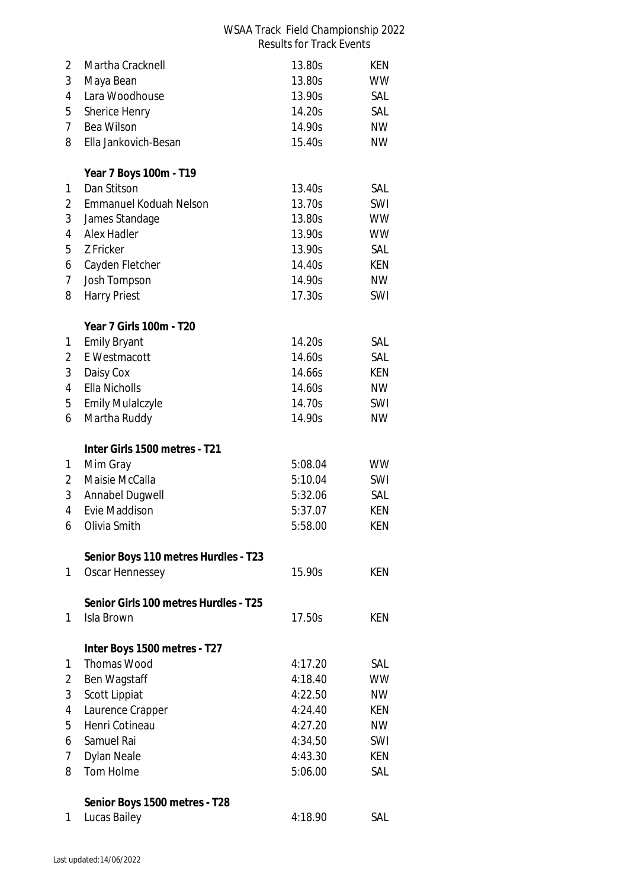# WSAA Track Field Championship 2022
## Results for Track Events

| | | | |
|---|---|---|---|
| 2 | Martha Cracknell | 13.80s | KEN |
| 3 | Maya Bean | 13.80s | WW |
| 4 | Lara Woodhouse | 13.90s | SAL |
| 5 | Sherice Henry | 14.20s | SAL |
| 7 | Bea Wilson | 14.90s | NW |
| 8 | Ella Jankovich-Besan | 15.40s | NW |

**Year 7 Boys 100m - T19**

| | | | |
|---|---|---|---|
| 1 | Dan Stitson | 13.40s | SAL |
| 2 | Emmanuel Koduah Nelson | 13.70s | SWI |
| 3 | James Standage | 13.80s | WW |
| 4 | Alex Hadler | 13.90s | WW |
| 5 | Z Fricker | 13.90s | SAL |
| 6 | Cayden Fletcher | 14.40s | KEN |
| 7 | Josh Tompson | 14.90s | NW |
| 8 | Harry Priest | 17.30s | SWI |

**Year 7 Girls 100m - T20**

| | | | |
|---|---|---|---|
| 1 | Emily Bryant | 14.20s | SAL |
| 2 | E Westmacott | 14.60s | SAL |
| 3 | Daisy Cox | 14.66s | KEN |
| 4 | Ella Nicholls | 14.60s | NW |
| 5 | Emily Mulalczyle | 14.70s | SWI |
| 6 | Martha Ruddy | 14.90s | NW |

**Inter Girls 1500 metres - T21**

| | | | |
|---|---|---|---|
| 1 | Mim Gray | 5:08.04 | WW |
| 2 | Maisie McCalla | 5:10.04 | SWI |
| 3 | Annabel Dugwell | 5:32.06 | SAL |
| 4 | Evie Maddison | 5:37.07 | KEN |
| 6 | Olivia Smith | 5:58.00 | KEN |

**Senior Boys 110 metres Hurdles - T23**

| | | | |
|---|---|---|---|
| 1 | Oscar Hennessey | 15.90s | KEN |

**Senior Girls 100 metres Hurdles - T25**

| | | | |
|---|---|---|---|
| 1 | Isla Brown | 17.50s | KEN |

**Inter Boys 1500 metres - T27**

| | | | |
|---|---|---|---|
| 1 | Thomas Wood | 4:17.20 | SAL |
| 2 | Ben Wagstaff | 4:18.40 | WW |
| 3 | Scott Lippiat | 4:22.50 | NW |
| 4 | Laurence Crapper | 4:24.40 | KEN |
| 5 | Henri Cotineau | 4:27.20 | NW |
| 6 | Samuel Rai | 4:34.50 | SWI |
| 7 | Dylan Neale | 4:43.30 | KEN |
| 8 | Tom Holme | 5:06.00 | SAL |

**Senior Boys 1500 metres - T28**

| | | | |
|---|---|---|---|
| 1 | Lucas Bailey | 4:18.90 | SAL |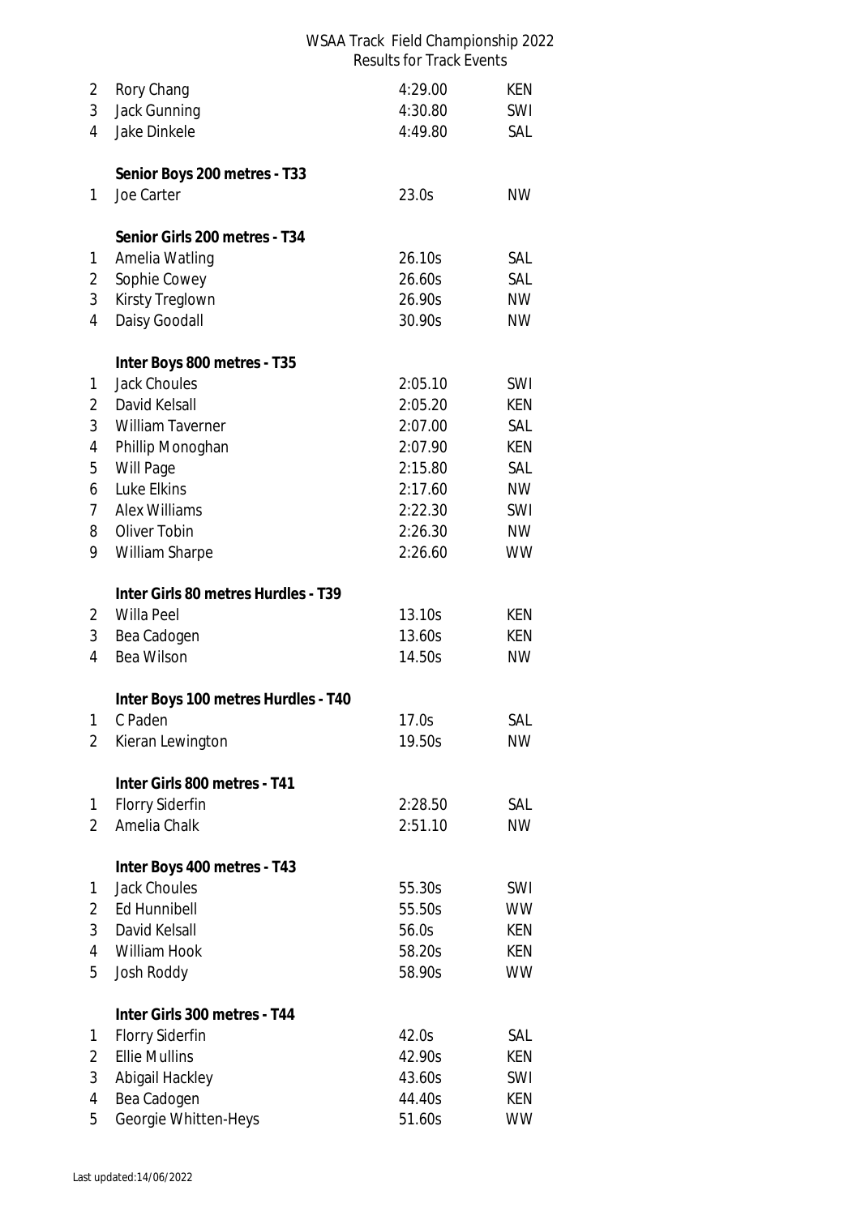# WSAA Track Field Championship 2022
## Results for Track Events

| | | | |
|---|---|---|---|
| 2 | Rory Chang | 4:29.00 | KEN |
| 3 | Jack Gunning | 4:30.80 | SWI |
| 4 | Jake Dinkele | 4:49.80 | SAL |

**Senior Boys 200 metres - T33**

| | | | |
|---|---|---|---|
| 1 | Joe Carter | 23.0s | NW |

**Senior Girls 200 metres - T34**

| | | | |
|---|---|---|---|
| 1 | Amelia Watling | 26.10s | SAL |
| 2 | Sophie Cowey | 26.60s | SAL |
| 3 | Kirsty Treglown | 26.90s | NW |
| 4 | Daisy Goodall | 30.90s | NW |

**Inter Boys 800 metres - T35**

| | | | |
|---|---|---|---|
| 1 | Jack Choules | 2:05.10 | SWI |
| 2 | David Kelsall | 2:05.20 | KEN |
| 3 | William Taverner | 2:07.00 | SAL |
| 4 | Phillip Monoghan | 2:07.90 | KEN |
| 5 | Will Page | 2:15.80 | SAL |
| 6 | Luke Elkins | 2:17.60 | NW |
| 7 | Alex Williams | 2:22.30 | SWI |
| 8 | Oliver Tobin | 2:26.30 | NW |
| 9 | William Sharpe | 2:26.60 | WW |

**Inter Girls 80 metres Hurdles - T39**

| | | | |
|---|---|---|---|
| 2 | Willa Peel | 13.10s | KEN |
| 3 | Bea Cadogen | 13.60s | KEN |
| 4 | Bea Wilson | 14.50s | NW |

**Inter Boys 100 metres Hurdles - T40**

| | | | |
|---|---|---|---|
| 1 | C Paden | 17.0s | SAL |
| 2 | Kieran Lewington | 19.50s | NW |

**Inter Girls 800 metres - T41**

| | | | |
|---|---|---|---|
| 1 | Florry Siderfin | 2:28.50 | SAL |
| 2 | Amelia Chalk | 2:51.10 | NW |

**Inter Boys 400 metres - T43**

| | | | |
|---|---|---|---|
| 1 | Jack Choules | 55.30s | SWI |
| 2 | Ed Hunnibell | 55.50s | WW |
| 3 | David Kelsall | 56.0s | KEN |
| 4 | William Hook | 58.20s | KEN |
| 5 | Josh Roddy | 58.90s | WW |

**Inter Girls 300 metres - T44**

| | | | |
|---|---|---|---|
| 1 | Florry Siderfin | 42.0s | SAL |
| 2 | Ellie Mullins | 42.90s | KEN |
| 3 | Abigail Hackley | 43.60s | SWI |
| 4 | Bea Cadogen | 44.40s | KEN |
| 5 | Georgie Whitten-Heys | 51.60s | WW |

Last updated:14/06/2022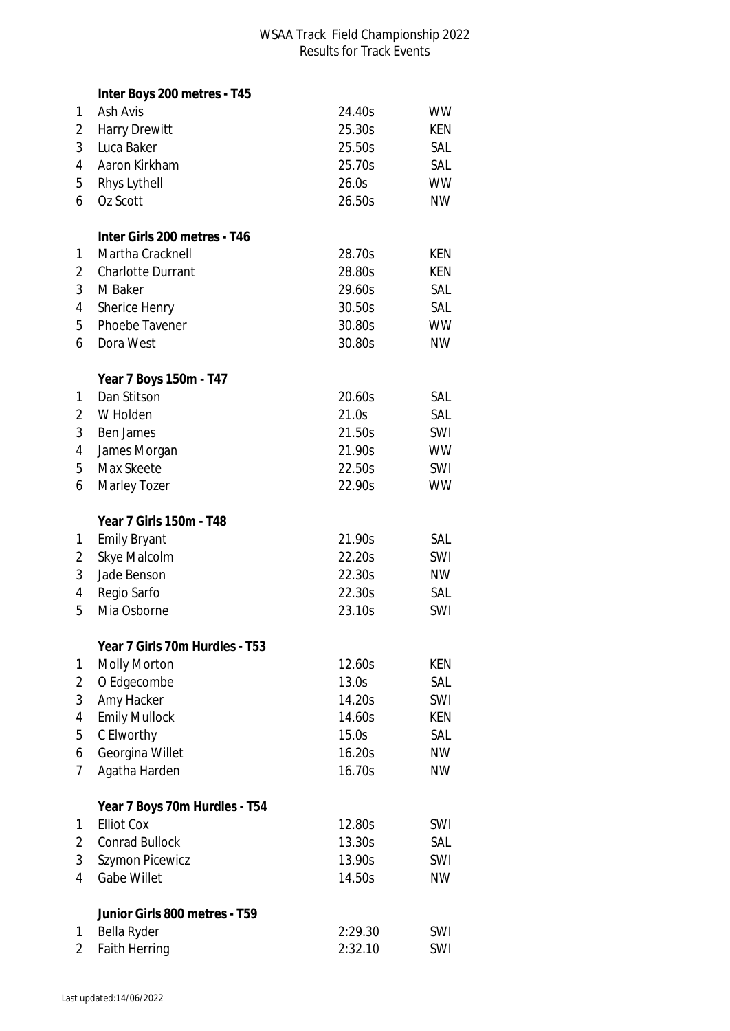WSAA Track Field Championship 2022
Results for Track Events

**Inter Boys 200 metres - T45**

| | | | |
|---|---|---|---|
| 1 | Ash Avis | 24.40s | WW |
| 2 | Harry Drewitt | 25.30s | KEN |
| 3 | Luca Baker | 25.50s | SAL |
| 4 | Aaron Kirkham | 25.70s | SAL |
| 5 | Rhys Lythell | 26.0s | WW |
| 6 | Oz Scott | 26.50s | NW |

**Inter Girls 200 metres - T46**

| | | | |
|---|---|---|---|
| 1 | Martha Cracknell | 28.70s | KEN |
| 2 | Charlotte Durrant | 28.80s | KEN |
| 3 | M Baker | 29.60s | SAL |
| 4 | Sherice Henry | 30.50s | SAL |
| 5 | Phoebe Tavener | 30.80s | WW |
| 6 | Dora West | 30.80s | NW |

**Year 7 Boys 150m - T47**

| | | | |
|---|---|---|---|
| 1 | Dan Stitson | 20.60s | SAL |
| 2 | W Holden | 21.0s | SAL |
| 3 | Ben James | 21.50s | SWI |
| 4 | James Morgan | 21.90s | WW |
| 5 | Max Skeete | 22.50s | SWI |
| 6 | Marley Tozer | 22.90s | WW |

**Year 7 Girls 150m - T48**

| | | | |
|---|---|---|---|
| 1 | Emily Bryant | 21.90s | SAL |
| 2 | Skye Malcolm | 22.20s | SWI |
| 3 | Jade Benson | 22.30s | NW |
| 4 | Regio Sarfo | 22.30s | SAL |
| 5 | Mia Osborne | 23.10s | SWI |

**Year 7 Girls 70m Hurdles - T53**

| | | | |
|---|---|---|---|
| 1 | Molly Morton | 12.60s | KEN |
| 2 | O Edgecombe | 13.0s | SAL |
| 3 | Amy Hacker | 14.20s | SWI |
| 4 | Emily Mullock | 14.60s | KEN |
| 5 | C Elworthy | 15.0s | SAL |
| 6 | Georgina Willet | 16.20s | NW |
| 7 | Agatha Harden | 16.70s | NW |

**Year 7 Boys 70m Hurdles - T54**

| | | | |
|---|---|---|---|
| 1 | Elliot Cox | 12.80s | SWI |
| 2 | Conrad Bullock | 13.30s | SAL |
| 3 | Szymon Picewicz | 13.90s | SWI |
| 4 | Gabe Willet | 14.50s | NW |

**Junior Girls 800 metres - T59**

| | | | |
|---|---|---|---|
| 1 | Bella Ryder | 2:29.30 | SWI |
| 2 | Faith Herring | 2:32.10 | SWI |

Last updated:14/06/2022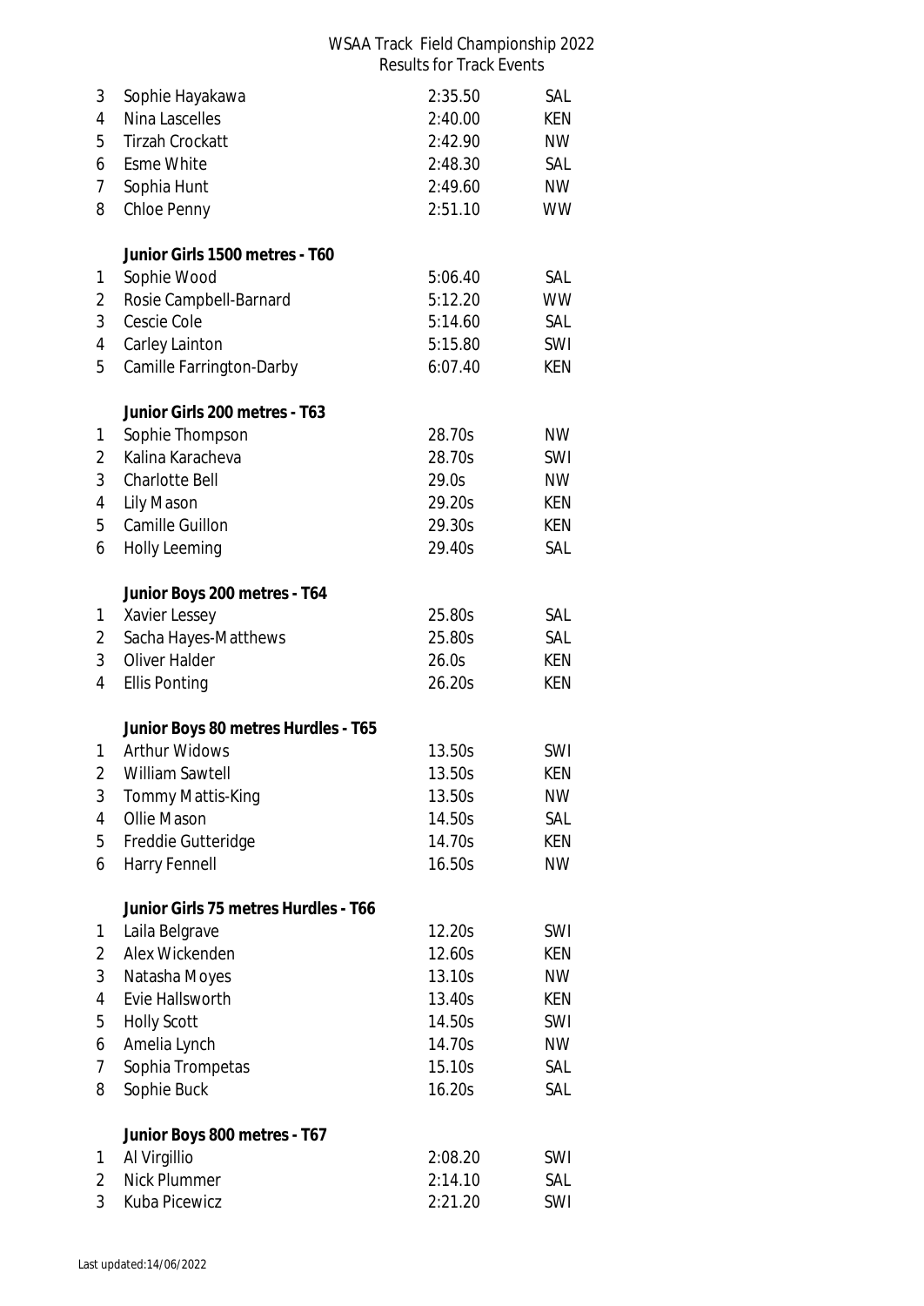# WSAA Track Field Championship 2022

## Results for Track Events

| | | | |
|---|---|---|---|
| 3 | Sophie Hayakawa | 2:35.50 | SAL |
| 4 | Nina Lascelles | 2:40.00 | KEN |
| 5 | Tirzah Crockatt | 2:42.90 | NW |
| 6 | Esme White | 2:48.30 | SAL |
| 7 | Sophia Hunt | 2:49.60 | NW |
| 8 | Chloe Penny | 2:51.10 | WW |

***Junior Girls 1500 metres - T60***

| | | | |
|---|---|---|---|
| 1 | Sophie Wood | 5:06.40 | SAL |
| 2 | Rosie Campbell-Barnard | 5:12.20 | WW |
| 3 | Cescie Cole | 5:14.60 | SAL |
| 4 | Carley Lainton | 5:15.80 | SWI |
| 5 | Camille Farrington-Darby | 6:07.40 | KEN |

***Junior Girls 200 metres - T63***

| | | | |
|---|---|---|---|
| 1 | Sophie Thompson | 28.70s | NW |
| 2 | Kalina Karacheva | 28.70s | SWI |
| 3 | Charlotte Bell | 29.0s | NW |
| 4 | Lily Mason | 29.20s | KEN |
| 5 | Camille Guillon | 29.30s | KEN |
| 6 | Holly Leeming | 29.40s | SAL |

***Junior Boys 200 metres - T64***

| | | | |
|---|---|---|---|
| 1 | Xavier Lessey | 25.80s | SAL |
| 2 | Sacha Hayes-Matthews | 25.80s | SAL |
| 3 | Oliver Halder | 26.0s | KEN |
| 4 | Ellis Ponting | 26.20s | KEN |

***Junior Boys 80 metres Hurdles - T65***

| | | | |
|---|---|---|---|
| 1 | Arthur Widows | 13.50s | SWI |
| 2 | William Sawtell | 13.50s | KEN |
| 3 | Tommy Mattis-King | 13.50s | NW |
| 4 | Ollie Mason | 14.50s | SAL |
| 5 | Freddie Gutteridge | 14.70s | KEN |
| 6 | Harry Fennell | 16.50s | NW |

***Junior Girls 75 metres Hurdles - T66***

| | | | |
|---|---|---|---|
| 1 | Laila Belgrave | 12.20s | SWI |
| 2 | Alex Wickenden | 12.60s | KEN |
| 3 | Natasha Moyes | 13.10s | NW |
| 4 | Evie Hallsworth | 13.40s | KEN |
| 5 | Holly Scott | 14.50s | SWI |
| 6 | Amelia Lynch | 14.70s | NW |
| 7 | Sophia Trompetas | 15.10s | SAL |
| 8 | Sophie Buck | 16.20s | SAL |

***Junior Boys 800 metres - T67***

| | | | |
|---|---|---|---|
| 1 | Al Virgillio | 2:08.20 | SWI |
| 2 | Nick Plummer | 2:14.10 | SAL |
| 3 | Kuba Picewicz | 2:21.20 | SWI |

Last updated:14/06/2022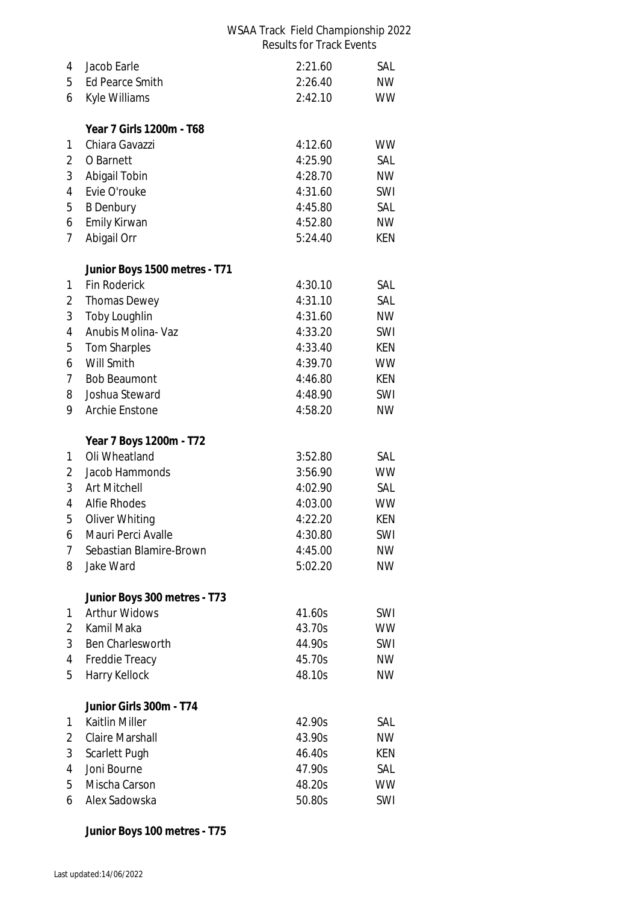| | | | |
|---|---|---|---|
| 4 | Jacob Earle | 2:21.60 | SAL |
| 5 | Ed Pearce Smith | 2:26.40 | NW |
| 6 | Kyle Williams | 2:42.10 | WW |

**Year 7 Girls 1200m - T68**

| | | | |
|---|---|---|---|
| 1 | Chiara Gavazzi | 4:12.60 | WW |
| 2 | O Barnett | 4:25.90 | SAL |
| 3 | Abigail Tobin | 4:28.70 | NW |
| 4 | Evie O'rouke | 4:31.60 | SWI |
| 5 | B Denbury | 4:45.80 | SAL |
| 6 | Emily Kirwan | 4:52.80 | NW |
| 7 | Abigail Orr | 5:24.40 | KEN |

**Junior Boys 1500 metres - T71**

| | | | |
|---|---|---|---|
| 1 | Fin Roderick | 4:30.10 | SAL |
| 2 | Thomas Dewey | 4:31.10 | SAL |
| 3 | Toby Loughlin | 4:31.60 | NW |
| 4 | Anubis Molina- Vaz | 4:33.20 | SWI |
| 5 | Tom Sharples | 4:33.40 | KEN |
| 6 | Will Smith | 4:39.70 | WW |
| 7 | Bob Beaumont | 4:46.80 | KEN |
| 8 | Joshua Steward | 4:48.90 | SWI |
| 9 | Archie Enstone | 4:58.20 | NW |

**Year 7 Boys 1200m - T72**

| | | | |
|---|---|---|---|
| 1 | Oli Wheatland | 3:52.80 | SAL |
| 2 | Jacob Hammonds | 3:56.90 | WW |
| 3 | Art Mitchell | 4:02.90 | SAL |
| 4 | Alfie Rhodes | 4:03.00 | WW |
| 5 | Oliver Whiting | 4:22.20 | KEN |
| 6 | Mauri Perci Avalle | 4:30.80 | SWI |
| 7 | Sebastian Blamire-Brown | 4:45.00 | NW |
| 8 | Jake Ward | 5:02.20 | NW |

**Junior Boys 300 metres - T73**

| | | | |
|---|---|---|---|
| 1 | Arthur Widows | 41.60s | SWI |
| 2 | Kamil Maka | 43.70s | WW |
| 3 | Ben Charlesworth | 44.90s | SWI |
| 4 | Freddie Treacy | 45.70s | NW |
| 5 | Harry Kellock | 48.10s | NW |

**Junior Girls 300m - T74**

| | | | |
|---|---|---|---|
| 1 | Kaitlin Miller | 42.90s | SAL |
| 2 | Claire Marshall | 43.90s | NW |
| 3 | Scarlett Pugh | 46.40s | KEN |
| 4 | Joni Bourne | 47.90s | SAL |
| 5 | Mischa Carson | 48.20s | WW |
| 6 | Alex Sadowska | 50.80s | SWI |

**Junior Boys 100 metres - T75**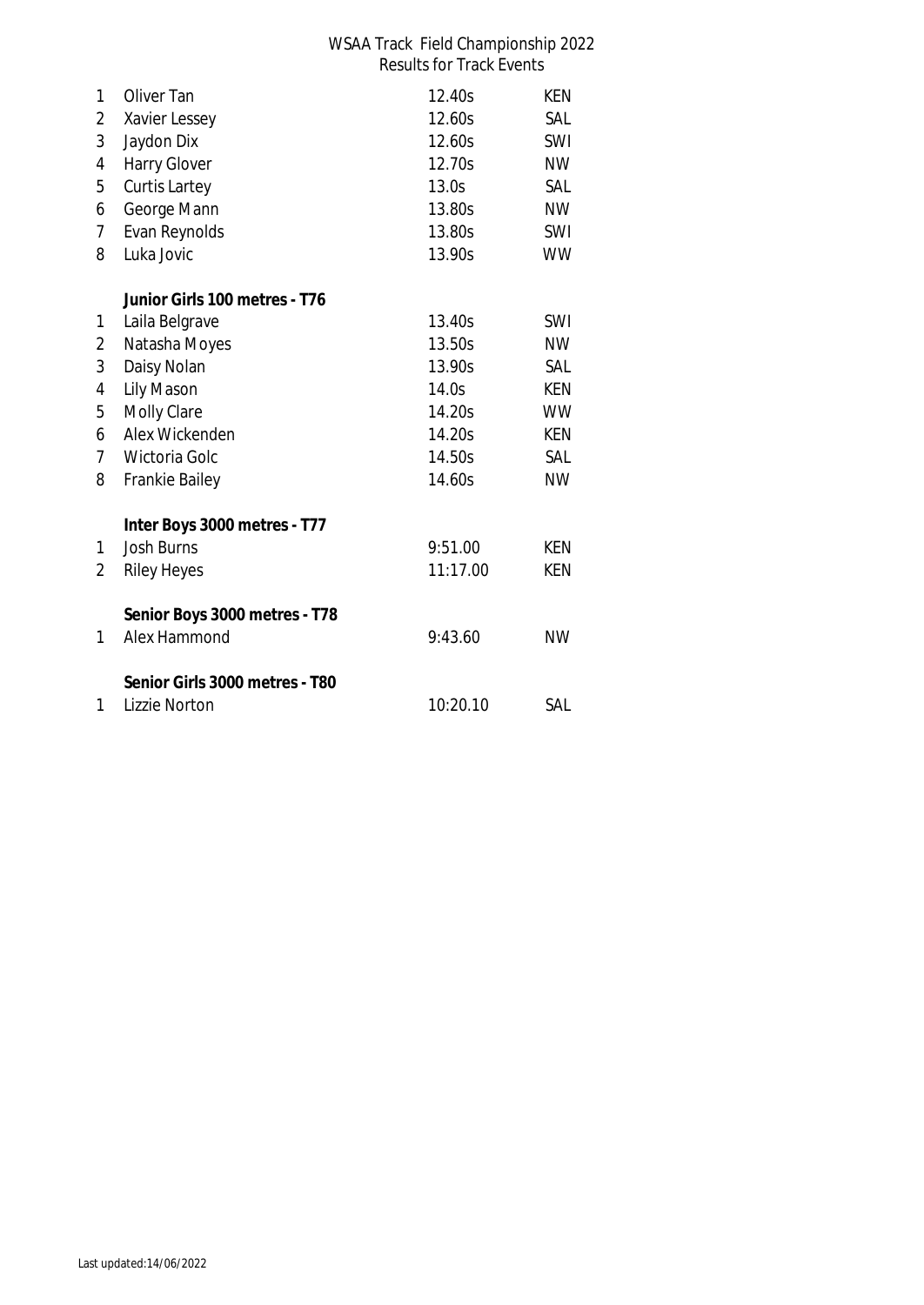WSAA Track Field Championship 2022
Results for Track Events

| | | | |
|---|---|---|---|
| 1 | Oliver Tan | 12.40s | KEN |
| 2 | Xavier Lessey | 12.60s | SAL |
| 3 | Jaydon Dix | 12.60s | SWI |
| 4 | Harry Glover | 12.70s | NW |
| 5 | Curtis Lartey | 13.0s | SAL |
| 6 | George Mann | 13.80s | NW |
| 7 | Evan Reynolds | 13.80s | SWI |
| 8 | Luka Jovic | 13.90s | WW |

**Junior Girls 100 metres - T76**

| | | | |
|---|---|---|---|
| 1 | Laila Belgrave | 13.40s | SWI |
| 2 | Natasha Moyes | 13.50s | NW |
| 3 | Daisy Nolan | 13.90s | SAL |
| 4 | Lily Mason | 14.0s | KEN |
| 5 | Molly Clare | 14.20s | WW |
| 6 | Alex Wickenden | 14.20s | KEN |
| 7 | Wictoria Golc | 14.50s | SAL |
| 8 | Frankie Bailey | 14.60s | NW |

**Inter Boys 3000 metres - T77**

| | | | |
|---|---|---|---|
| 1 | Josh Burns | 9:51.00 | KEN |
| 2 | Riley Heyes | 11:17.00 | KEN |

**Senior Boys 3000 metres - T78**

| | | | |
|---|---|---|---|
| 1 | Alex Hammond | 9:43.60 | NW |

**Senior Girls 3000 metres - T80**

| | | | |
|---|---|---|---|
| 1 | Lizzie Norton | 10:20.10 | SAL |

Last updated:14/06/2022